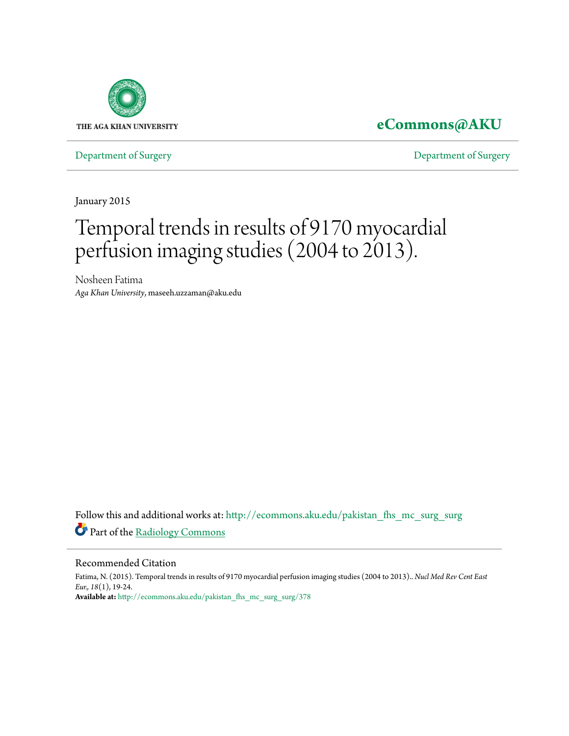THE AGA KHAN UNIVERSITY

**eCommons@AKU**

Department of Surgery | Department of Surgery

January 2015

# Temporal trends in results of 9170 myocardial perfusion imaging studies (2004 to 2013).

Nosheen Fatima
*Aga Khan University*, maseeh.uzzaman@aku.edu

Follow this and additional works at: http://ecommons.aku.edu/pakistan_fhs_mc_surg_surg

Part of the Radiology Commons

## Recommended Citation

Fatima, N. (2015). Temporal trends in results of 9170 myocardial perfusion imaging studies (2004 to 2013).. *Nucl Med Rev Cent East Eur., 18*(1), 19-24.
**Available at:** http://ecommons.aku.edu/pakistan_fhs_mc_surg_surg/378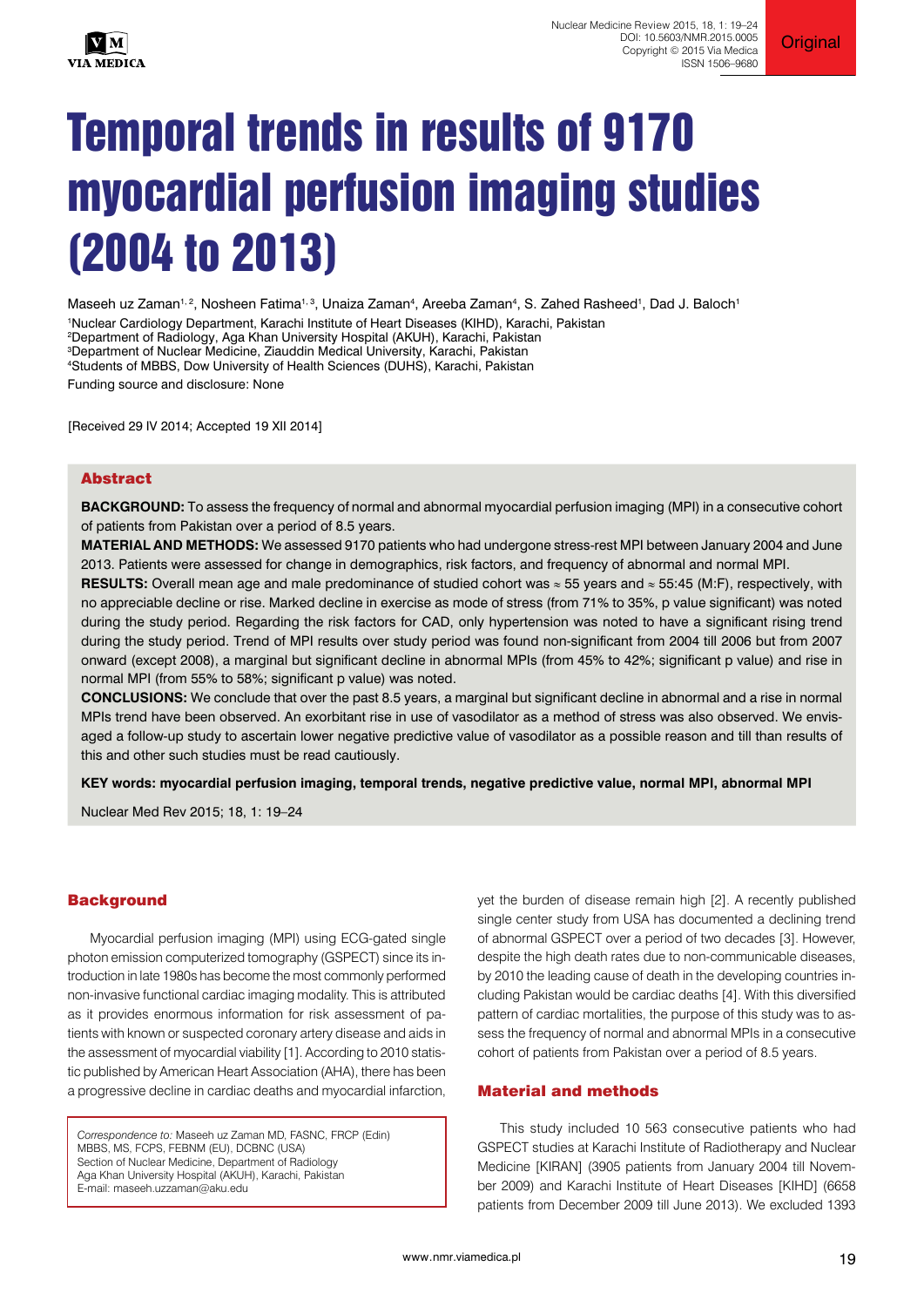# Temporal trends in results of 9170 myocardial perfusion imaging studies (2004 to 2013)

Maseeh uz Zaman[1, 2], Nosheen Fatima[1, 3], Unaiza Zaman[4], Areeba Zaman[4], S. Zahed Rasheed[1], Dad J. Baloch[1]

[1]Nuclear Cardiology Department, Karachi Institute of Heart Diseases (KIHD), Karachi, Pakistan
[2]Department of Radiology, Aga Khan University Hospital (AKUH), Karachi, Pakistan
[3]Department of Nuclear Medicine, Ziauddin Medical University, Karachi, Pakistan
[4]Students of MBBS, Dow University of Health Sciences (DUHS), Karachi, Pakistan

Funding source and disclosure: None

[Received 29 IV 2014; Accepted 19 XII 2014]

## Abstract

**BACKGROUND:** To assess the frequency of normal and abnormal myocardial perfusion imaging (MPI) in a consecutive cohort of patients from Pakistan over a period of 8.5 years.

**MATERIAL AND METHODS:** We assessed 9170 patients who had undergone stress-rest MPI between January 2004 and June 2013. Patients were assessed for change in demographics, risk factors, and frequency of abnormal and normal MPI.

**RESULTS:** Overall mean age and male predominance of studied cohort was ≈ 55 years and ≈ 55:45 (M:F), respectively, with no appreciable decline or rise. Marked decline in exercise as mode of stress (from 71% to 35%, p value significant) was noted during the study period. Regarding the risk factors for CAD, only hypertension was noted to have a significant rising trend during the study period. Trend of MPI results over study period was found non-significant from 2004 till 2006 but from 2007 onward (except 2008), a marginal but significant decline in abnormal MPIs (from 45% to 42%; significant p value) and rise in normal MPI (from 55% to 58%; significant p value) was noted.

**CONCLUSIONS:** We conclude that over the past 8.5 years, a marginal but significant decline in abnormal and a rise in normal MPIs trend have been observed. An exorbitant rise in use of vasodilator as a method of stress was also observed. We envisaged a follow-up study to ascertain lower negative predictive value of vasodilator as a possible reason and till than results of this and other such studies must be read cautiously.

**KEY words: myocardial perfusion imaging, temporal trends, negative predictive value, normal MPI, abnormal MPI**

Nuclear Med Rev 2015; 18, 1: 19–24

## Background

Myocardial perfusion imaging (MPI) using ECG-gated single photon emission computerized tomography (GSPECT) since its introduction in late 1980s has become the most commonly performed non-invasive functional cardiac imaging modality. This is attributed as it provides enormous information for risk assessment of patients with known or suspected coronary artery disease and aids in the assessment of myocardial viability [1]. According to 2010 statistic published by American Heart Association (AHA), there has been a progressive decline in cardiac deaths and myocardial infarction, yet the burden of disease remain high [2]. A recently published single center study from USA has documented a declining trend of abnormal GSPECT over a period of two decades [3]. However, despite the high death rates due to non-communicable diseases, by 2010 the leading cause of death in the developing countries including Pakistan would be cardiac deaths [4]. With this diversified pattern of cardiac mortalities, the purpose of this study was to assess the frequency of normal and abnormal MPIs in a consecutive cohort of patients from Pakistan over a period of 8.5 years.

## Material and methods

This study included 10 563 consecutive patients who had GSPECT studies at Karachi Institute of Radiotherapy and Nuclear Medicine [KIRAN] (3905 patients from January 2004 till November 2009) and Karachi Institute of Heart Diseases [KIHD] (6658 patients from December 2009 till June 2013). We excluded 1393

*Correspondence to:* Maseeh uz Zaman MD, FASNC, FRCP (Edin)
MBBS, MS, FCPS, FEBNM (EU), DCBNC (USA)
Section of Nuclear Medicine, Department of Radiology
Aga Khan University Hospital (AKUH), Karachi, Pakistan
E-mail: maseeh.uzzaman@aku.edu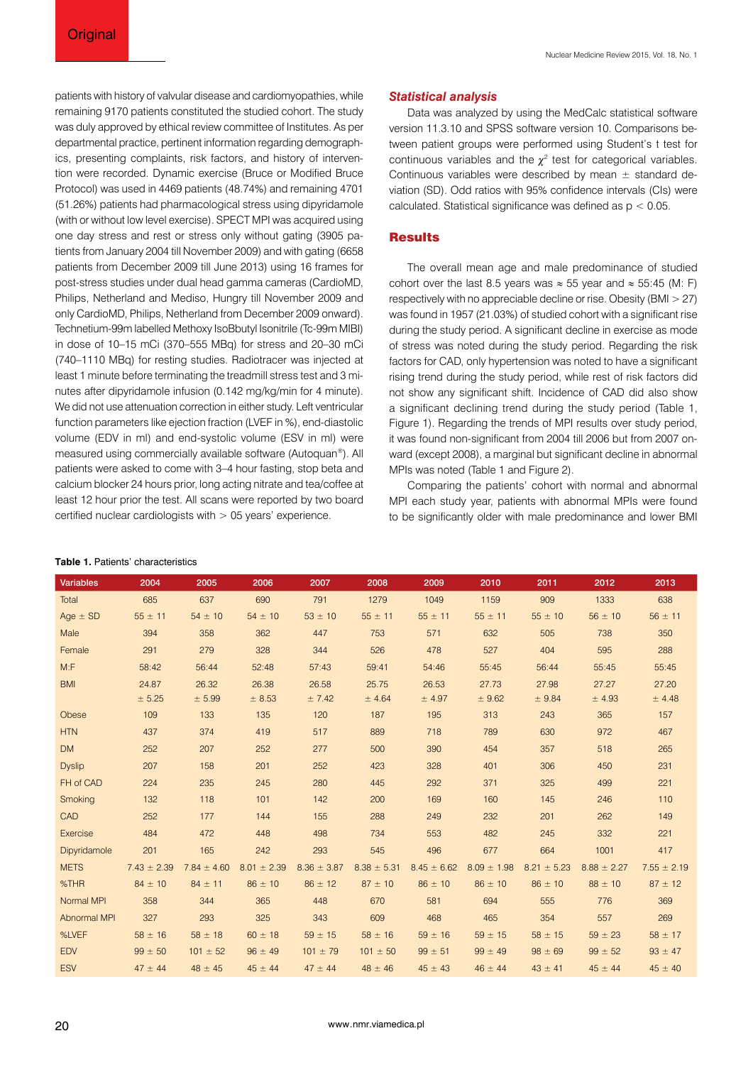patients with history of valvular disease and cardiomyopathies, while remaining 9170 patients constituted the studied cohort. The study was duly approved by ethical review committee of Institutes. As per departmental practice, pertinent information regarding demographics, presenting complaints, risk factors, and history of intervention were recorded. Dynamic exercise (Bruce or Modified Bruce Protocol) was used in 4469 patients (48.74%) and remaining 4701 (51.26%) patients had pharmacological stress using dipyridamole (with or without low level exercise). SPECT MPI was acquired using one day stress and rest or stress only without gating (3905 patients from January 2004 till November 2009) and with gating (6658 patients from December 2009 till June 2013) using 16 frames for post-stress studies under dual head gamma cameras (CardioMD, Philips, Netherland and Mediso, Hungry till November 2009 and only CardioMD, Philips, Netherland from December 2009 onward). Technetium-99m labelled Methoxy IsoBbutyl Isonitrile (Tc-99m MIBI) in dose of 10–15 mCi (370–555 MBq) for stress and 20–30 mCi (740–1110 MBq) for resting studies. Radiotracer was injected at least 1 minute before terminating the treadmill stress test and 3 minutes after dipyridamole infusion (0.142 mg/kg/min for 4 minute). We did not use attenuation correction in either study. Left ventricular function parameters like ejection fraction (LVEF in %), end-diastolic volume (EDV in ml) and end-systolic volume (ESV in ml) were measured using commercially available software (Autoquan®). All patients were asked to come with 3–4 hour fasting, stop beta and calcium blocker 24 hours prior, long acting nitrate and tea/coffee at least 12 hour prior the test. All scans were reported by two board certified nuclear cardiologists with > 05 years' experience.

### *Statistical analysis*

Data was analyzed by using the MedCalc statistical software version 11.3.10 and SPSS software version 10. Comparisons between patient groups were performed using Student's t test for continuous variables and the $\chi^2$ test for categorical variables. Continuous variables were described by mean ± standard deviation (SD). Odd ratios with 95% confidence intervals (CIs) were calculated. Statistical significance was defined as $p < 0.05$.

## Results

The overall mean age and male predominance of studied cohort over the last 8.5 years was ≈ 55 year and ≈ 55:45 (M: F) respectively with no appreciable decline or rise. Obesity (BMI > 27) was found in 1957 (21.03%) of studied cohort with a significant rise during the study period. A significant decline in exercise as mode of stress was noted during the study period. Regarding the risk factors for CAD, only hypertension was noted to have a significant rising trend during the study period, while rest of risk factors did not show any significant shift. Incidence of CAD did also show a significant declining trend during the study period (Table 1, Figure 1). Regarding the trends of MPI results over study period, it was found non-significant from 2004 till 2006 but from 2007 onward (except 2008), a marginal but significant decline in abnormal MPIs was noted (Table 1 and Figure 2).

Comparing the patients' cohort with normal and abnormal MPI each study year, patients with abnormal MPIs were found to be significantly older with male predominance and lower BMI

**Table 1.** Patients' characteristics

| Variables | 2004 | 2005 | 2006 | 2007 | 2008 | 2009 | 2010 | 2011 | 2012 | 2013 |
|---|---|---|---|---|---|---|---|---|---|---|
| Total | 685 | 637 | 690 | 791 | 1279 | 1049 | 1159 | 909 | 1333 | 638 |
| Age ± SD | 55 ± 11 | 54 ± 10 | 54 ± 10 | 53 ± 10 | 55 ± 11 | 55 ± 11 | 55 ± 11 | 55 ± 10 | 56 ± 10 | 56 ± 11 |
| Male | 394 | 358 | 362 | 447 | 753 | 571 | 632 | 505 | 738 | 350 |
| Female | 291 | 279 | 328 | 344 | 526 | 478 | 527 | 404 | 595 | 288 |
| M:F | 58:42 | 56:44 | 52:48 | 57:43 | 59:41 | 54:46 | 55:45 | 56:44 | 55:45 | 55:45 |
| BMI | 24.87 ± 5.25 | 26.32 ± 5.99 | 26.38 ± 8.53 | 26.58 ± 7.42 | 25.75 ± 4.64 | 26.53 ± 4.97 | 27.73 ± 9.62 | 27.98 ± 9.84 | 27.27 ± 4.93 | 27.20 ± 4.48 |
| Obese | 109 | 133 | 135 | 120 | 187 | 195 | 313 | 243 | 365 | 157 |
| HTN | 437 | 374 | 419 | 517 | 889 | 718 | 789 | 630 | 972 | 467 |
| DM | 252 | 207 | 252 | 277 | 500 | 390 | 454 | 357 | 518 | 265 |
| Dyslip | 207 | 158 | 201 | 252 | 423 | 328 | 401 | 306 | 450 | 231 |
| FH of CAD | 224 | 235 | 245 | 280 | 445 | 292 | 371 | 325 | 499 | 221 |
| Smoking | 132 | 118 | 101 | 142 | 200 | 169 | 160 | 145 | 246 | 110 |
| CAD | 252 | 177 | 144 | 155 | 288 | 249 | 232 | 201 | 262 | 149 |
| Exercise | 484 | 472 | 448 | 498 | 734 | 553 | 482 | 245 | 332 | 221 |
| Dipyridamole | 201 | 165 | 242 | 293 | 545 | 496 | 677 | 664 | 1001 | 417 |
| METS | 7.43 ± 2.39 | 7.84 ± 4.60 | 8.01 ± 2.39 | 8.36 ± 3.87 | 8.38 ± 5.31 | 8.45 ± 6.62 | 8.09 ± 1.98 | 8.21 ± 5.23 | 8.88 ± 2.27 | 7.55 ± 2.19 |
| %THR | 84 ± 10 | 84 ± 11 | 86 ± 10 | 86 ± 12 | 87 ± 10 | 86 ± 10 | 86 ± 10 | 86 ± 10 | 88 ± 10 | 87 ± 12 |
| Normal MPI | 358 | 344 | 365 | 448 | 670 | 581 | 694 | 555 | 776 | 369 |
| Abnormal MPI | 327 | 293 | 325 | 343 | 609 | 468 | 465 | 354 | 557 | 269 |
| %LVEF | 58 ± 16 | 58 ± 18 | 60 ± 18 | 59 ± 15 | 58 ± 16 | 59 ± 16 | 59 ± 15 | 58 ± 15 | 59 ± 23 | 58 ± 17 |
| EDV | 99 ± 50 | 101 ± 52 | 96 ± 49 | 101 ± 79 | 101 ± 50 | 99 ± 51 | 99 ± 49 | 98 ± 69 | 99 ± 52 | 93 ± 47 |
| ESV | 47 ± 44 | 48 ± 45 | 45 ± 44 | 47 ± 44 | 48 ± 46 | 45 ± 43 | 46 ± 44 | 43 ± 41 | 45 ± 44 | 45 ± 40 |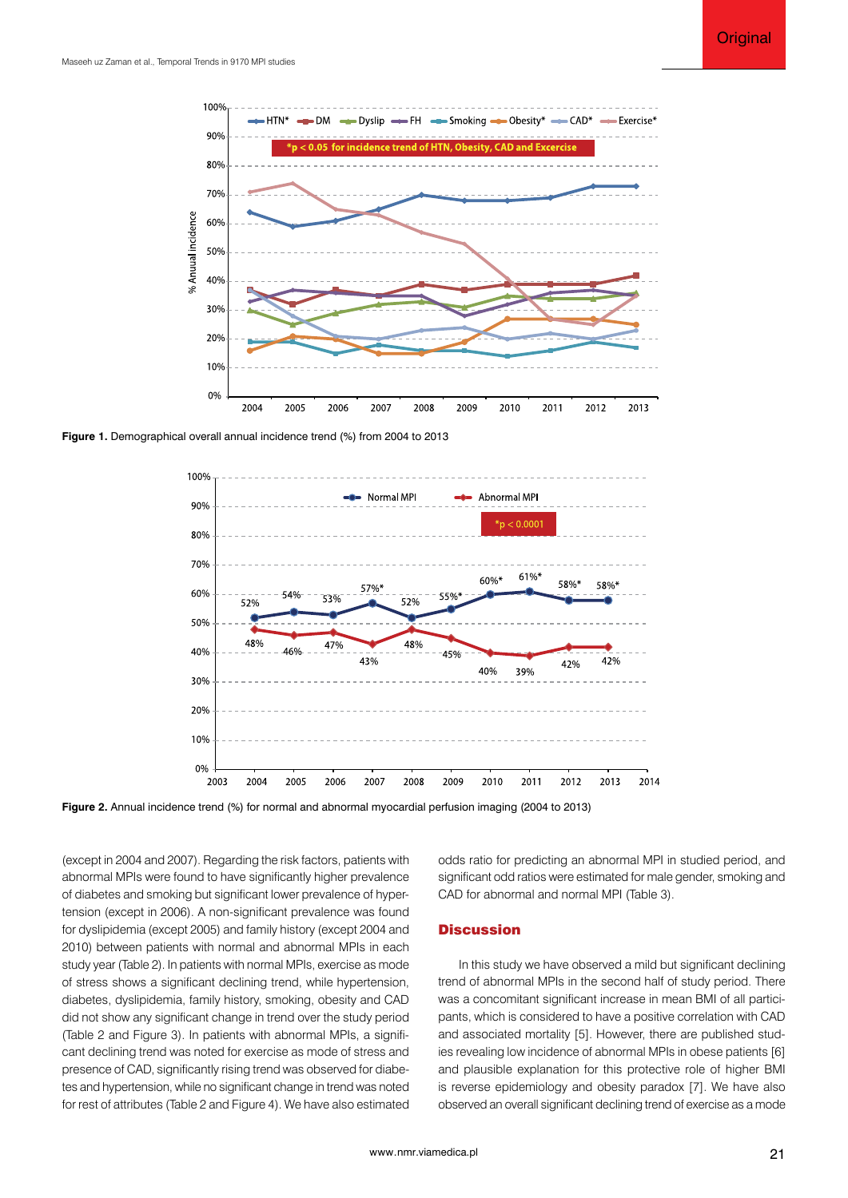**Figure 1.** Demographical overall annual incidence trend (%) from 2004 to 2013

**Figure 2.** Annual incidence trend (%) for normal and abnormal myocardial perfusion imaging (2004 to 2013)

(except in 2004 and 2007). Regarding the risk factors, patients with abnormal MPIs were found to have significantly higher prevalence of diabetes and smoking but significant lower prevalence of hypertension (except in 2006). A non-significant prevalence was found for dyslipidemia (except 2005) and family history (except 2004 and 2010) between patients with normal and abnormal MPIs in each study year (Table 2). In patients with normal MPIs, exercise as mode of stress shows a significant declining trend, while hypertension, diabetes, dyslipidemia, family history, smoking, obesity and CAD did not show any significant change in trend over the study period (Table 2 and Figure 3). In patients with abnormal MPIs, a significant declining trend was noted for exercise as mode of stress and presence of CAD, significantly rising trend was observed for diabetes and hypertension, while no significant change in trend was noted for rest of attributes (Table 2 and Figure 4). We have also estimated odds ratio for predicting an abnormal MPI in studied period, and significant odd ratios were estimated for male gender, smoking and CAD for abnormal and normal MPI (Table 3).

## Discussion

In this study we have observed a mild but significant declining trend of abnormal MPIs in the second half of study period. There was a concomitant significant increase in mean BMI of all participants, which is considered to have a positive correlation with CAD and associated mortality [5]. However, there are published studies revealing low incidence of abnormal MPIs in obese patients [6] and plausible explanation for this protective role of higher BMI is reverse epidemiology and obesity paradox [7]. We have also observed an overall significant declining trend of exercise as a mode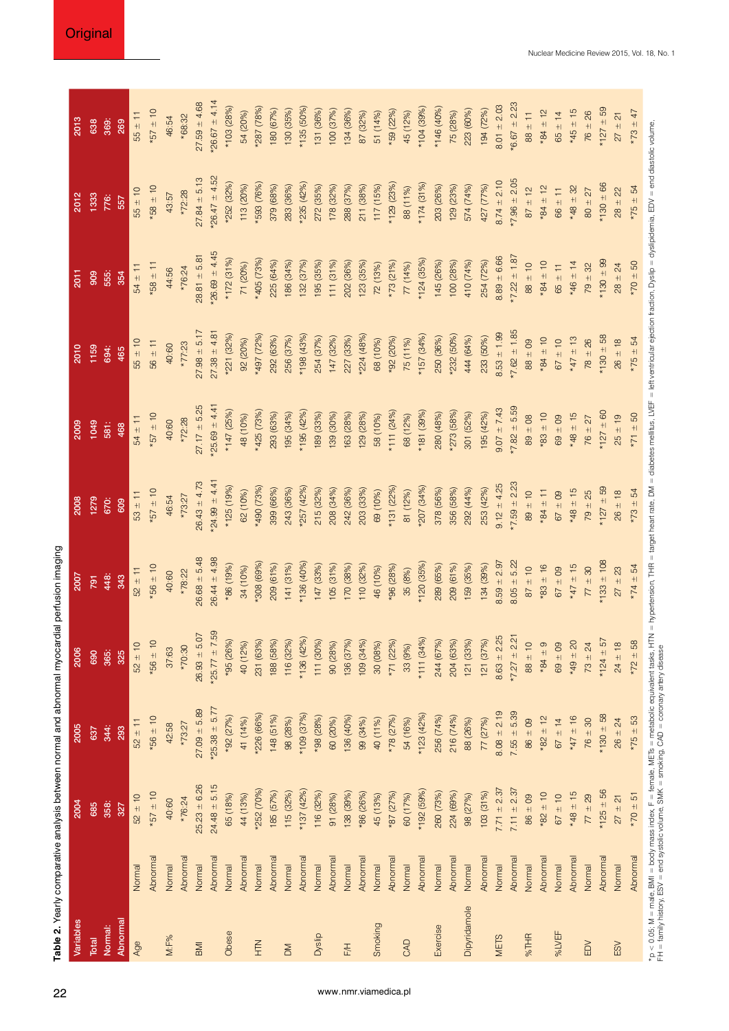**Table 2.** Yearly comparative analysis between normal and abnormal myocardial perfusion imaging

| Variables | | 2004 | 2005 | 2006 | 2007 | 2008 | 2009 | 2010 | 2011 | 2012 | 2013 |
|---|---|---|---|---|---|---|---|---|---|---|---|
| Total | | 685 | 637 | 690 | 791 | 1279 | 1049 | 1159 | 909 | 1333 | 638 |
| Normal: | | 358: | 344: | 365: | 448: | 670: | 581: | 694: | 555: | 776: | 369: |
| Abnormal | | 327 | 293 | 325 | 343 | 609 | 468 | 465 | 354 | 557 | 269 |
| Age | Normal | 52 ± 10 | 52 ± 11 | 52 ± 10 | 52 ± 11 | 53 ± 11 | 54 ± 11 | 55 ± 10 | 54 ± 11 | 55 ± 10 | 55 ± 11 |
| | Abnormal | *57 ± 10 | *56 ± 10 | *56 ± 10 | *56 ± 10 | *57 ± 10 | *57 ± 10 | 56 ± 11 | *58 ± 11 | *58 ± 10 | *57 ± 10 |
| M:F% | Normal | 40:60 | 42:58 | 37:63 | 40:60 | 46:54 | 40:60 | 40:60 | 44:56 | 43:57 | 46:54 |
| | Abnormal | *76:24 | *73:27 | *70:30 | *78:22 | *73:27 | *72:28 | *77:23 | *76:24 | *72:28 | *68:32 |
| BMI | Normal | 25.23 ± 6.26 | 27.09 ± 5.89 | 26.93 ± 5.07 | 26.68 ± 5.48 | 26.43 ± 4.73 | 27.17 ± 5.25 | 27.98 ± 5.17 | 28.81 ± 5.81 | 27.84 ± 5.13 | 27.59 ± 4.68 |
| | Abnormal | 24.48 ± 5.15 | *25.38 ± 5.77 | *25.77 ± 7.59 | 26.44 ± 4.98 | *24.99 ± 4.41 | *25.69 ± 4.41 | 27.38 ± 4.81 | *26.69 ± 4.45 | *26.47 ± 4.52 | *26.67 ± 4.14 |
| Obese | Normal | 65 (18%) | *92 (27%) | *95 (26%) | *86 (19%) | *125 (19%) | *147 (25%) | *221 (32%) | *172 (31%) | *252 (32%) | *103 (28%) |
| | Abnormal | 44 (13%) | 41 (14%) | 40 (12%) | 34 (10%) | 62 (10%) | 48 (10%) | 92 (20%) | 71 (20%) | 113 (20%) | 54 (20%) |
| HTN | Normal | *252 (70%) | *226 (66%) | 231 (63%) | *308 (69%) | *490 (73%) | *425 (73%) | *497 (72%) | *405 (73%) | *593 (76%) | *287 (78%) |
| | Abnormal | 185 (57%) | 148 (51%) | 188 (58%) | 209 (61%) | 399 (66%) | 293 (63%) | 292 (63%) | 225 (64%) | 379 (68%) | 180 (67%) |
| DM | Normal | 115 (32%) | 98 (28%) | 116 (32%) | 141 (31%) | 243 (36%) | 195 (34%) | 256 (37%) | 186 (34%) | 283 (36%) | 130 (35%) |
| | Abnormal | *137 (42%) | *109 (37%) | *136 (42%) | *136 (40%) | *257 (42%) | *195 (42%) | *198 (43%) | 132 (37%) | *235 (42%) | *135 (50%) |
| Dyslip | Normal | 116 (32%) | *98 (28%) | 111 (30%) | 147 (33%) | 215 (32%) | 189 (33%) | 254 (37%) | 195 (35%) | 272 (35%) | 131 (36%) |
| | Abnormal | 91 (28%) | 60 (20%) | 90 (28%) | 105 (31%) | 208 (34%) | 139 (30%) | 147 (32%) | 111 (31%) | 178 (32%) | 100 (37%) |
| F/H | Normal | 138 (39%) | 136 (40%) | 136 (37%) | 170 (38%) | 242 (36%) | 163 (28%) | 227 (33%) | 202 (36%) | 288 (37%) | 134 (36%) |
| | Abnormal | *86 (26%) | 99 (34%) | 109 (34%) | 110 (32%) | 203 (33%) | 129 (28%) | *224 (48%) | 123 (35%) | 211 (38%) | 87 (32%) |
| Smoking | Normal | 45 (13%) | 40 (11%) | 30 (08%) | 46 (10%) | 69 (10%) | 58 (10%) | 68 (10%) | 72 (13%) | 117 (15%) | 51 (14%) |
| | Abnormal | *87 (27%) | *78 (27%) | *71 (22%) | *96 (28%) | *131 (22%) | *111 (24%) | *92 (20%) | *73 (21%) | *129 (23%) | *59 (22%) |
| CAD | Normal | 60 (17%) | 54 (16%) | 33 (9%) | 35 (8%) | 81 (12%) | 68 (12%) | 75 (11%) | 77 (14%) | 88 (11%) | 45 (12%) |
| | Abnormal | *192 (59%) | *123 (42%) | *111 (34%) | *120 (35%) | *207 (34%) | *181 (39%) | *157 (34%) | *124 (35%) | *174 (31%) | *104 (39%) |
| Exercise | Normal | 260 (73%) | 256 (74%) | 244 (67%) | 289 (65%) | 378 (56%) | 280 (48%) | 250 (36%) | 145 (26%) | 203 (26%) | *146 (40%) |
| | Abnormal | 224 (69%) | 216 (74%) | 204 (63%) | 209 (61%) | 356 (58%) | *273 (58%) | *232 (50%) | 100 (28%) | 129 (23%) | 75 (28%) |
| Dipyridamole | Normal | 98 (27%) | 88 (26%) | 121 (33%) | 159 (35%) | 292 (44%) | 301 (52%) | 444 (64%) | 410 (74%) | 574 (74%) | 223 (60%) |
| | Abnormal | 103 (31%) | 77 (27%) | 121 (37%) | 134 (39%) | 253 (42%) | 195 (42%) | 233 (50%) | 254 (72%) | 427 (77%) | 194 (72%) |
| METS | Normal | 7.71 ± 2.37 | 8.08 ± 2.19 | 8.63 ± 2.25 | 8.59 ± 2.97 | 9.12 ± 4.25 | 9.07 ± 7.43 | 8.53 ± 1.99 | 8.89 ± 6.66 | 8.74 ± 2.10 | 8.01 ± 2.03 |
| | Abnormal | 7.11 ± 2.37 | 7.55 ± 5.39 | *7.27 ± 2.21 | 8.05 ± 5.22 | *7.59 ± 2.23 | *7.82 ± 5.59 | *7.62 ± 1.85 | *7.22 ± 1.87 | *7.96 ± 2.05 | *6.67 ± 2.23 |
| %THR | Normal | 86 ± 09 | 86 ± 09 | 88 ± 10 | 87 ± 10 | 89 ± 10 | 89 ± 08 | 88 ± 09 | 88 ± 10 | 87 ± 12 | 88 ± 11 |
| | Abnormal | *82 ± 10 | *82 ± 12 | *84 ± 9 | *83 ± 16 | *84 ± 11 | *83 ± 10 | *84 ± 10 | *84 ± 10 | *84 ± 12 | *84 ± 12 |
| %LVEF | Normal | 67 ± 10 | 67 ± 14 | 69 ± 09 | 67 ± 09 | 67 ± 09 | 69 ± 09 | 67 ± 10 | 65 ± 11 | 66 ± 11 | 65 ± 14 |
| | Abnormal | *48 ± 15 | *47 ± 16 | *49 ± 20 | *47 ± 15 | *48 ± 15 | *48 ± 15 | *47 ± 13 | *46 ± 14 | *48 ± 32 | *45 ± 15 |
| EDV | Normal | 77 ± 29 | 76 ± 30 | 73 ± 24 | 77 ± 30 | 79 ± 25 | 76 ± 27 | 78 ± 26 | 79 ± 32 | 80 ± 27 | 76 ± 26 |
| | Abnormal | *125 ± 56 | *130 ± 58 | *124 ± 57 | *133 ± 108 | *127 ± 59 | *127 ± 60 | *130 ± 58 | *130 ± 99 | *130 ± 66 | *127 ± 59 |
| ESV | Normal | 27 ± 21 | 26 ± 24 | 24 ± 18 | 27 ± 23 | 26 ± 18 | 25 ± 19 | 26 ± 18 | 28 ± 24 | 28 ± 22 | 27 ± 21 |
| | Abnormal | *70 ± 51 | *75 ± 53 | *72 ± 58 | *74 ± 54 | *73 ± 54 | *71 ± 50 | *75 ± 54 | *70 ± 50 | *75 ± 54 | *73 ± 47 |

*$p < 0.05$; M = male, BMI = body mass index, F = female, METs = metabolic equivalent tasks, HTN = hypertension, THR = target heart rate, DM = diabetes mellitus, LVEF = left ventricular ejection fraction, Dyslip = dyslipidemia, EDV = end diastolic volume, FH = family history, ESV = end systolic volume, SMK = smoking, CAD = coronary artery disease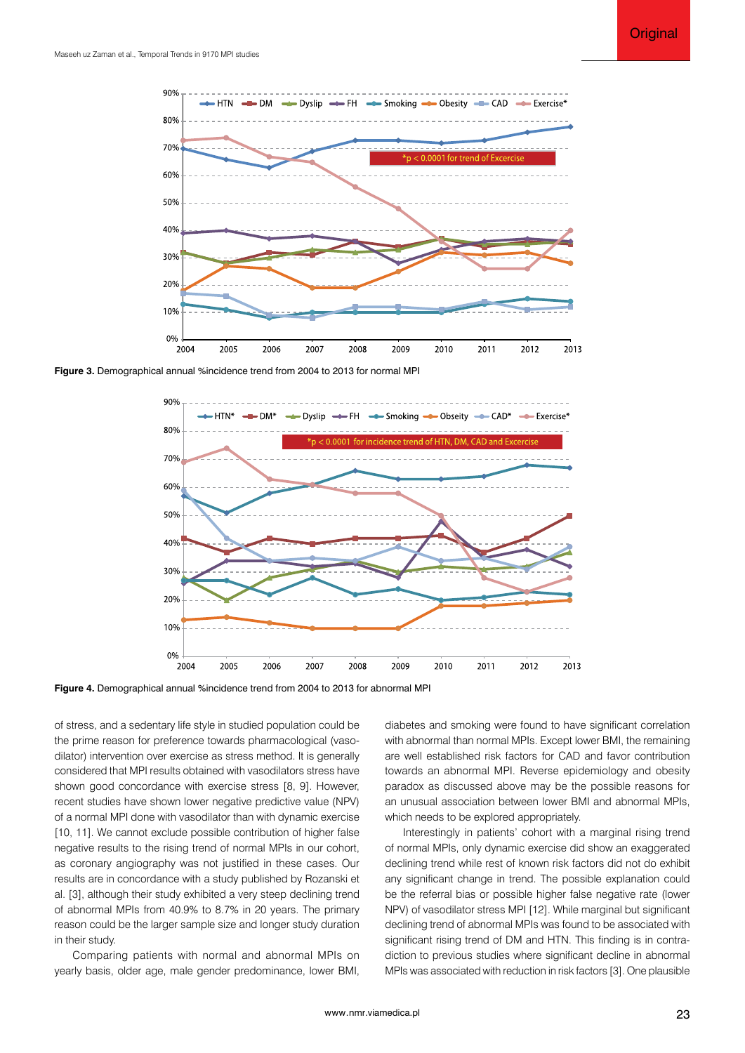**Figure 3.** Demographical annual %incidence trend from 2004 to 2013 for normal MPI

**Figure 4.** Demographical annual %incidence trend from 2004 to 2013 for abnormal MPI

of stress, and a sedentary life style in studied population could be the prime reason for preference towards pharmacological (vasodilator) intervention over exercise as stress method. It is generally considered that MPI results obtained with vasodilators stress have shown good concordance with exercise stress [8, 9]. However, recent studies have shown lower negative predictive value (NPV) of a normal MPI done with vasodilator than with dynamic exercise [10, 11]. We cannot exclude possible contribution of higher false negative results to the rising trend of normal MPIs in our cohort, as coronary angiography was not justified in these cases. Our results are in concordance with a study published by Rozanski et al. [3], although their study exhibited a very steep declining trend of abnormal MPIs from 40.9% to 8.7% in 20 years. The primary reason could be the larger sample size and longer study duration in their study.

Comparing patients with normal and abnormal MPIs on yearly basis, older age, male gender predominance, lower BMI, diabetes and smoking were found to have significant correlation with abnormal than normal MPIs. Except lower BMI, the remaining are well established risk factors for CAD and favor contribution towards an abnormal MPI. Reverse epidemiology and obesity paradox as discussed above may be the possible reasons for an unusual association between lower BMI and abnormal MPIs, which needs to be explored appropriately.

Interestingly in patients' cohort with a marginal rising trend of normal MPIs, only dynamic exercise did show an exaggerated declining trend while rest of known risk factors did not do exhibit any significant change in trend. The possible explanation could be the referral bias or possible higher false negative rate (lower NPV) of vasodilator stress MPI [12]. While marginal but significant declining trend of abnormal MPIs was found to be associated with significant rising trend of DM and HTN. This finding is in contradiction to previous studies where significant decline in abnormal MPIs was associated with reduction in risk factors [3]. One plausible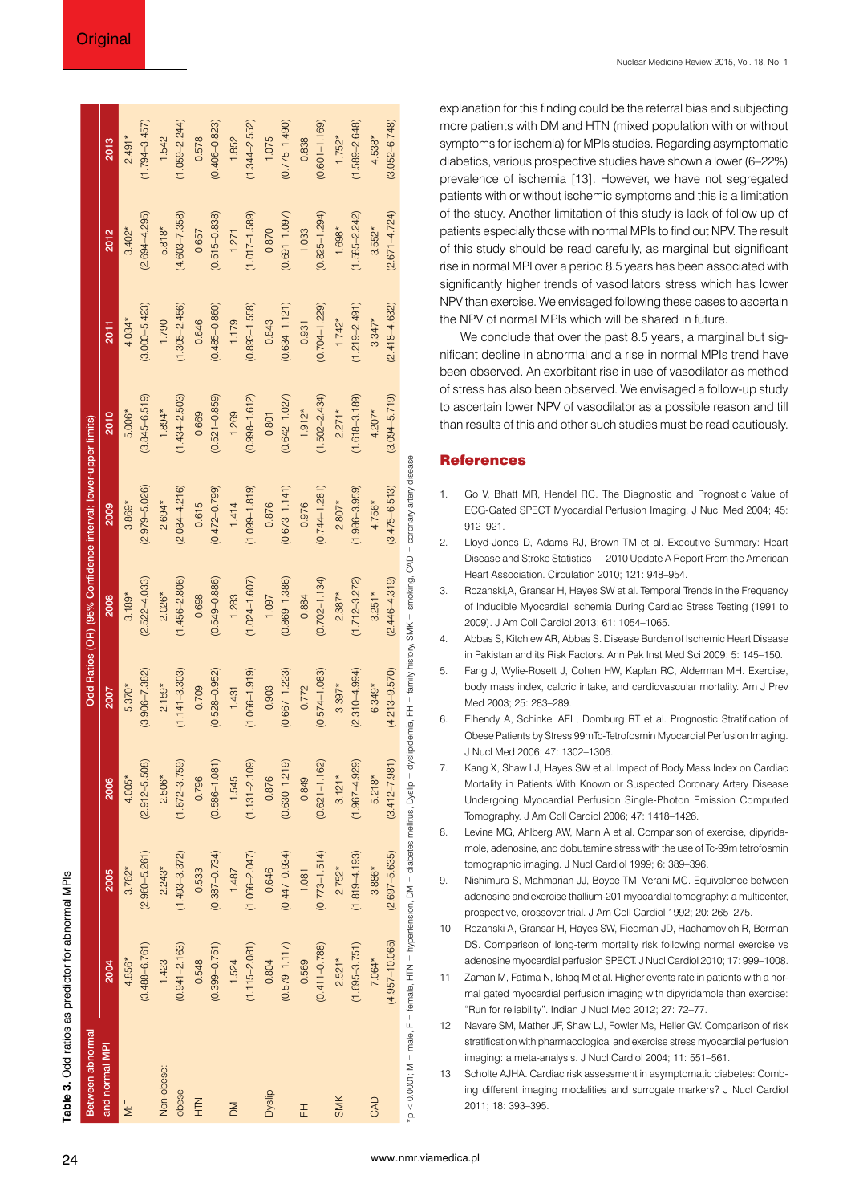**Table 3.** Odd ratios as predictor for abnormal MPIs

| Between abnormal and normal MPI | Odd Ratios (OR) (95% Confidence interval; lower-upper limits) | | | | | | | | | |
|---|---|---|---|---|---|---|---|---|---|---|
| | 2004 | 2005 | 2006 | 2007 | 2008 | 2009 | 2010 | 2011 | 2012 | 2013 |
| M:F | 4.856* (3.488–6.761) | 3.762* (2.960–5.261) | 4.005* (2.912–5.508) | 5.370* (3.906–7.382) | 3.189* (2.522–4.033) | 3.869* (2.979–5.026) | 5.006* (3.845–6.519) | 4.034* (3.000–5.423) | 3.402* (2.694–4.295) | 2.491* (1.794–3.457) |
| Non-obese: obese | 1.423 (0.941–2.163) | 2.243* (1.493–3.372) | 2.506* (1.672–3.759) | 2.159* (1.141–3.303) | 2.026* (1.456–2.806) | 2.694* (2.084–4.216) | 1.894* (1.434–2.503) | 1.790 (1.305–2.456) | 5.818* (4.603–7.358) | 1.542 (1.059–2.244) |
| HTN | 0.548 (0.399–0.751) | 0.533 (0.387–0.734) | 0.796 (0.586–1.081) | 0.709 (0.528–0.952) | 0.698 (0.549–0.886) | 0.615 (0.472–0.799) | 0.669 (0.521–0.859) | 0.646 (0.485–0.860) | 0.657 (0.515–0.838) | 0.578 (0.406–0.823) |
| DM | 1.524 (1.115–2.081) | 1.487 (1.066–2.047) | 1.545 (1.131–2.109) | 1.431 (1.066–1.919) | 1.283 (1.024–1.607) | 1.414 (1.099–1.819) | 1.269 (0.998–1.612) | 1.179 (0.893–1.558) | 1.271 (1.017–1.589) | 1.852 (1.344–2.552) |
| Dyslip | 0.804 (0.579–1.117) | 0.646 (0.447–0.934) | 0.876 (0.630–1.219) | 0.903 (0.667–1.223) | 1.097 (0.869–1.386) | 0.876 (0.673–1.141) | 0.801 (0.642–1.027) | 0.843 (0.634–1.121) | 0.870 (0.691–1.097) | 1.075 (0.775–1.490) |
| FH | 0.569 (0.411–0.788) | 1.081 (0.773–1.514) | 0.849 (0.621–1.162) | 0.772 (0.574–1.083) | 0.884 (0.702–1.134) | 0.976 (0.744–1.281) | 1.912* (1.502–2.434) | 0.931 (0.704–1.229) | 1.033 (0.825–1.294) | 0.838 (0.601–1.169) |
| SMK | 2.521* (1.695–3.751) | 2.752* (1.819–4.193) | 3.121* (1.967–4.929) | 3.397* (2.310–4.994) | 2.387* (1.712–3.272) | 2.807* (1.986–3.959) | 2.271* (1.618–3.189) | 1.742* (1.219–2.491) | 1.698* (1.585–2.242) | 1.752* (1.589–2.648) |
| CAD | 7.064* (4.957–10.065) | 3.886* (2.697–5.635) | 5.218* (3.412–7.981) | 6.349* (4.213–9.570) | 3.251* (2.446–4.319) | 4.756* (3.475–6.513) | 4.207* (3.094–5.719) | 3.347* (2.418–4.632) | 3.552* (2.671–4.724) | 4.538* (3.052–6.748) |

*p < 0.0001; M = male, F = female, HTN = hypertension, DM = diabetes mellitus, Dyslip = dyslipidemia, FH = family history, SMK = smoking, CAD = coronary artery disease

explanation for this finding could be the referral bias and subjecting more patients with DM and HTN (mixed population with or without symptoms for ischemia) for MPIs studies. Regarding asymptomatic diabetics, various prospective studies have shown a lower (6–22%) prevalence of ischemia [13]. However, we have not segregated patients with or without ischemic symptoms and this is a limitation of the study. Another limitation of this study is lack of follow up of patients especially those with normal MPIs to find out NPV. The result of this study should be read carefully, as marginal but significant rise in normal MPI over a period 8.5 years has been associated with significantly higher trends of vasodilators stress which has lower NPV than exercise. We envisaged following these cases to ascertain the NPV of normal MPIs which will be shared in future.

We conclude that over the past 8.5 years, a marginal but significant decline in abnormal and a rise in normal MPIs trend have been observed. An exorbitant rise in use of vasodilator as method of stress has also been observed. We envisaged a follow-up study to ascertain lower NPV of vasodilator as a possible reason and till than results of this and other such studies must be read cautiously.

## References

1. Go V, Bhatt MR, Hendel RC. The Diagnostic and Prognostic Value of ECG-Gated SPECT Myocardial Perfusion Imaging. J Nucl Med 2004; 45: 912–921.
2. Lloyd-Jones D, Adams RJ, Brown TM et al. Executive Summary: Heart Disease and Stroke Statistics — 2010 Update A Report From the American Heart Association. Circulation 2010; 121: 948–954.
3. Rozanski,A, Gransar H, Hayes SW et al. Temporal Trends in the Frequency of Inducible Myocardial Ischemia During Cardiac Stress Testing (1991 to 2009). J Am Coll Cardiol 2013; 61: 1054–1065.
4. Abbas S, Kitchlew AR, Abbas S. Disease Burden of Ischemic Heart Disease in Pakistan and its Risk Factors. Ann Pak Inst Med Sci 2009; 5: 145–150.
5. Fang J, Wylie-Rosett J, Cohen HW, Kaplan RC, Alderman MH. Exercise, body mass index, caloric intake, and cardiovascular mortality. Am J Prev Med 2003; 25: 283–289.
6. Elhendy A, Schinkel AFL, Domburg RT et al. Prognostic Stratification of Obese Patients by Stress 99mTc-Tetrofosmin Myocardial Perfusion Imaging. J Nucl Med 2006; 47: 1302–1306.
7. Kang X, Shaw LJ, Hayes SW et al. Impact of Body Mass Index on Cardiac Mortality in Patients With Known or Suspected Coronary Artery Disease Undergoing Myocardial Perfusion Single-Photon Emission Computed Tomography. J Am Coll Cardiol 2006; 47: 1418–1426.
8. Levine MG, Ahlberg AW, Mann A et al. Comparison of exercise, dipyridamole, adenosine, and dobutamine stress with the use of Tc-99m tetrofosmin tomographic imaging. J Nucl Cardiol 1999; 6: 389–396.
9. Nishimura S, Mahmarian JJ, Boyce TM, Verani MC. Equivalence between adenosine and exercise thallium-201 myocardial tomography: a multicenter, prospective, crossover trial. J Am Coll Cardiol 1992; 20: 265–275.
10. Rozanski A, Gransar H, Hayes SW, Fiedman JD, Hachamovich R, Berman DS. Comparison of long-term mortality risk following normal exercise vs adenosine myocardial perfusion SPECT. J Nucl Cardiol 2010; 17: 999–1008.
11. Zaman M, Fatima N, Ishaq M et al. Higher events rate in patients with a normal gated myocardial perfusion imaging with dipyridamole than exercise: "Run for reliability". Indian J Nucl Med 2012; 27: 72–77.
12. Navare SM, Mather JF, Shaw LJ, Fowler Ms, Heller GV. Comparison of risk stratification with pharmacological and exercise stress myocardial perfusion imaging: a meta-analysis. J Nucl Cardiol 2004; 11: 551–561.
13. Scholte AJHA. Cardiac risk assessment in asymptomatic diabetes: Combing different imaging modalities and surrogate markers? J Nucl Cardiol 2011; 18: 393–395.